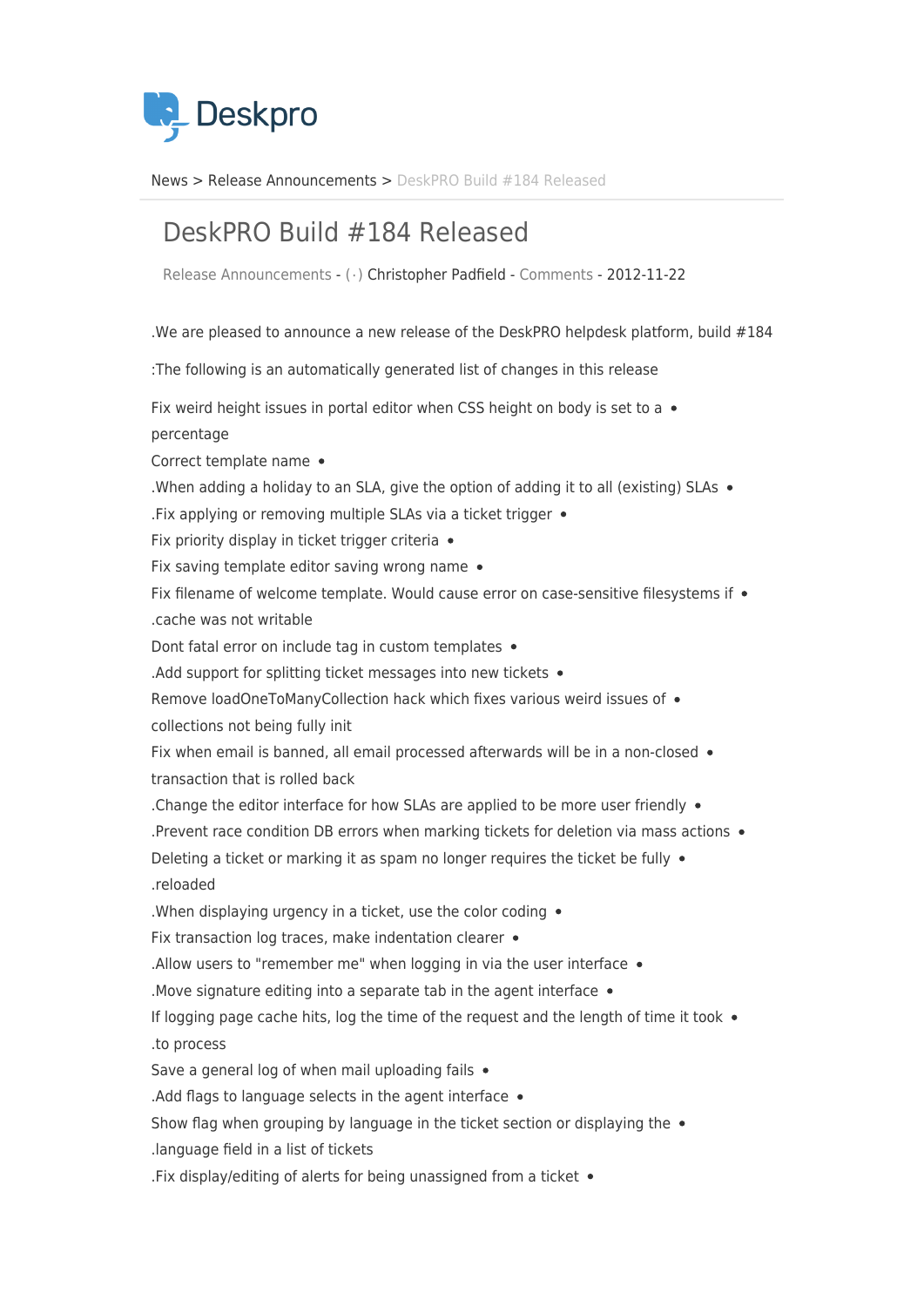Deskpro

News > Release Announcements > DeskPRO Build #184 Released

# DeskPRO Build #184 Released

Release Announcements - ( · ) Christopher Padfield - Comments - 2012-11-22

We are pleased to announce a new release of the DeskPRO helpdesk platform, build #184.

The following is an automatically generated list of changes in this release:

- Fix weird height issues in portal editor when CSS height on body is set to a percentage
- Correct template name
- When adding a holiday to an SLA, give the option of adding it to all (existing) SLAs.
- Fix applying or removing multiple SLAs via a ticket trigger.
- Fix priority display in ticket trigger criteria
- Fix saving template editor saving wrong name
- Fix filename of welcome template. Would cause error on case-sensitive filesystems if cache was not writable.
- Dont fatal error on include tag in custom templates
- Add support for splitting ticket messages into new tickets.
- Remove loadOneToManyCollection hack which fixes various weird issues of collections not being fully init
- Fix when email is banned, all email processed afterwards will be in a non-closed transaction that is rolled back
- Change the editor interface for how SLAs are applied to be more user friendly.
- Prevent race condition DB errors when marking tickets for deletion via mass actions.
- Deleting a ticket or marking it as spam no longer requires the ticket be fully reloaded.
- When displaying urgency in a ticket, use the color coding.
- Fix transaction log traces, make indentation clearer
- Allow users to "remember me" when logging in via the user interface.
- Move signature editing into a separate tab in the agent interface.
- If logging page cache hits, log the time of the request and the length of time it took to process.
- Save a general log of when mail uploading fails
- Add flags to language selects in the agent interface.
- Show flag when grouping by language in the ticket section or displaying the language field in a list of tickets.
- Fix display/editing of alerts for being unassigned from a ticket.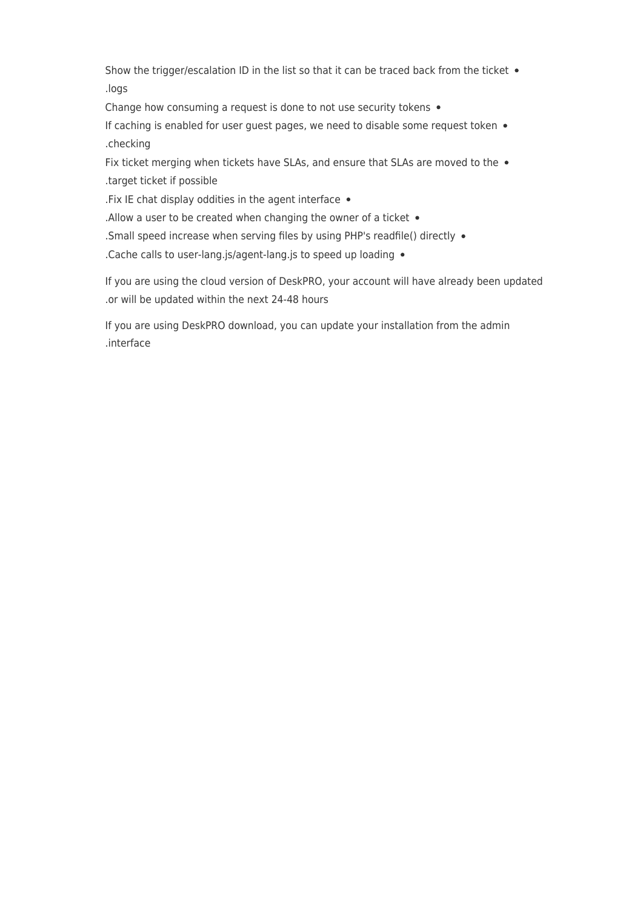- Show the trigger/escalation ID in the list so that it can be traced back from the ticket logs.
- Change how consuming a request is done to not use security tokens
- If caching is enabled for user guest pages, we need to disable some request token checking.
- Fix ticket merging when tickets have SLAs, and ensure that SLAs are moved to the target ticket if possible.
- Fix IE chat display oddities in the agent interface.
- Allow a user to be created when changing the owner of a ticket.
- Small speed increase when serving files by using PHP's readfile() directly.
- Cache calls to user-lang.js/agent-lang.js to speed up loading.

If you are using the cloud version of DeskPRO, your account will have already been updated or will be updated within the next 24-48 hours.

If you are using DeskPRO download, you can update your installation from the admin interface.